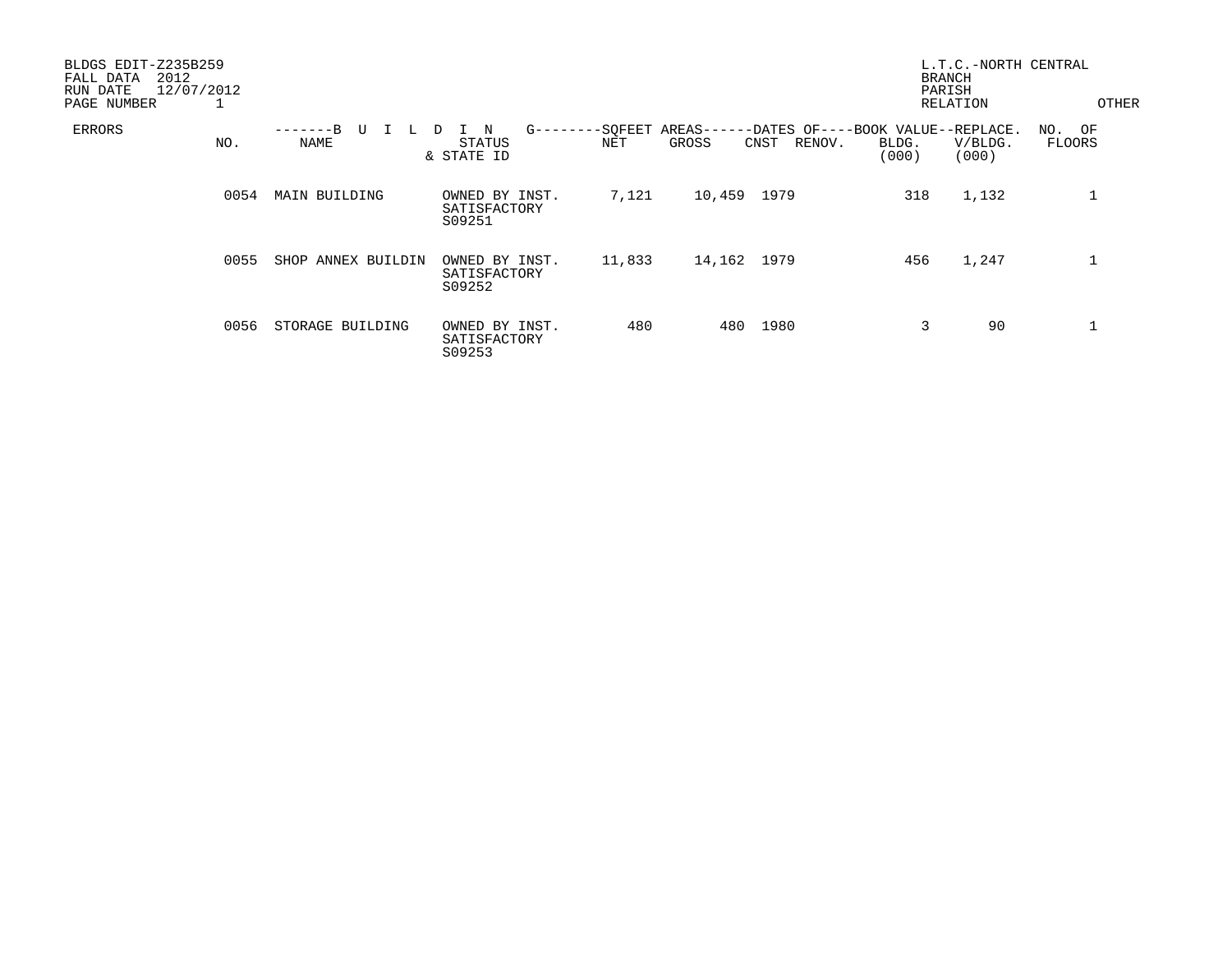BLDGS EDIT-Z235B259
FALL DATA 2012
RUN DATE 12/07/2012
PAGE NUMBER 1

L.T.C.-NORTH CENTRAL
BRANCH
PARISH
RELATION OTHER

| ERRORS | NO. | -------B U I L D I N G-------- NAME | STATUS & STATE ID | SQFEET AREAS NET | GROSS | DATES OF CNST | RENOV. | BOOK VALUE BLDG. (000) | REPLACE. V/BLDG. (000) | NO. OF FLOORS |
|---|---|---|---|---|---|---|---|---|---|---|
| | 0054 | MAIN BUILDING | OWNED BY INST. SATISFACTORY S09251 | 7,121 | 10,459 | 1979 | | 318 | 1,132 | 1 |
| | 0055 | SHOP ANNEX BUILDIN | OWNED BY INST. SATISFACTORY S09252 | 11,833 | 14,162 | 1979 | | 456 | 1,247 | 1 |
| | 0056 | STORAGE BUILDING | OWNED BY INST. SATISFACTORY S09253 | 480 | 480 | 1980 | | 3 | 90 | 1 |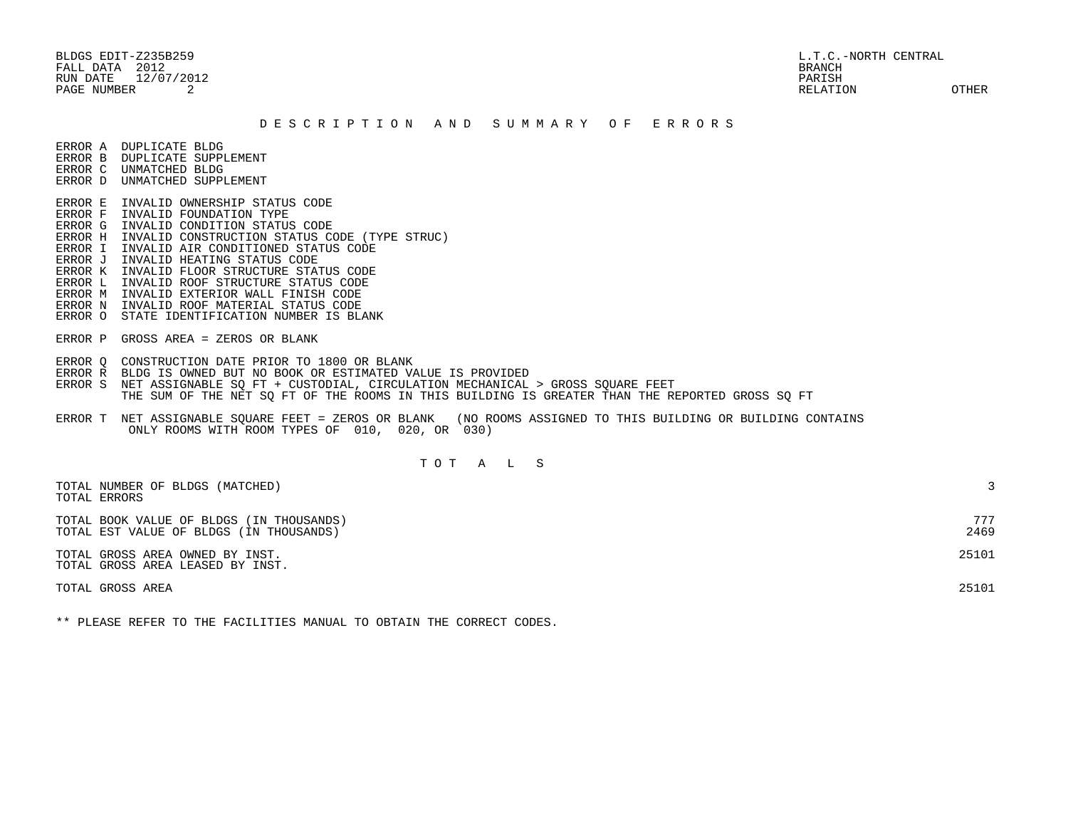BLDGS EDIT-Z235B259
FALL DATA 2012
RUN DATE 12/07/2012

L.T.C.-NORTH CENTRAL
BRANCH
PARISH
RELATION OTHER

## D E S C R I P T I O N   A N D   S U M M A R Y   O F   E R R O R S

ERROR A DUPLICATE BLDG
ERROR B DUPLICATE SUPPLEMENT
ERROR C UNMATCHED BLDG
ERROR D UNMATCHED SUPPLEMENT

ERROR E INVALID OWNERSHIP STATUS CODE
ERROR F INVALID FOUNDATION TYPE
ERROR G INVALID CONDITION STATUS CODE
ERROR H INVALID CONSTRUCTION STATUS CODE (TYPE STRUC)
ERROR I INVALID AIR CONDITIONED STATUS CODE
ERROR J INVALID HEATING STATUS CODE
ERROR K INVALID FLOOR STRUCTURE STATUS CODE
ERROR L INVALID ROOF STRUCTURE STATUS CODE
ERROR M INVALID EXTERIOR WALL FINISH CODE
ERROR N INVALID ROOF MATERIAL STATUS CODE
ERROR O STATE IDENTIFICATION NUMBER IS BLANK

ERROR P GROSS AREA = ZEROS OR BLANK

ERROR Q CONSTRUCTION DATE PRIOR TO 1800 OR BLANK
ERROR R BLDG IS OWNED BUT NO BOOK OR ESTIMATED VALUE IS PROVIDED
ERROR S NET ASSIGNABLE SQ FT + CUSTODIAL, CIRCULATION MECHANICAL > GROSS SQUARE FEET
THE SUM OF THE NET SQ FT OF THE ROOMS IN THIS BUILDING IS GREATER THAN THE REPORTED GROSS SQ FT

ERROR T NET ASSIGNABLE SQUARE FEET = ZEROS OR BLANK (NO ROOMS ASSIGNED TO THIS BUILDING OR BUILDING CONTAINS ONLY ROOMS WITH ROOM TYPES OF 010, 020, OR 030)

## T O T A L S

| | |
|---|---|
| TOTAL NUMBER OF BLDGS (MATCHED) | 3 |
| TOTAL ERRORS | |
| TOTAL BOOK VALUE OF BLDGS (IN THOUSANDS) | 777 |
| TOTAL EST VALUE OF BLDGS (IN THOUSANDS) | 2469 |
| TOTAL GROSS AREA OWNED BY INST. | 25101 |
| TOTAL GROSS AREA LEASED BY INST. | |
| TOTAL GROSS AREA | 25101 |

** PLEASE REFER TO THE FACILITIES MANUAL TO OBTAIN THE CORRECT CODES.